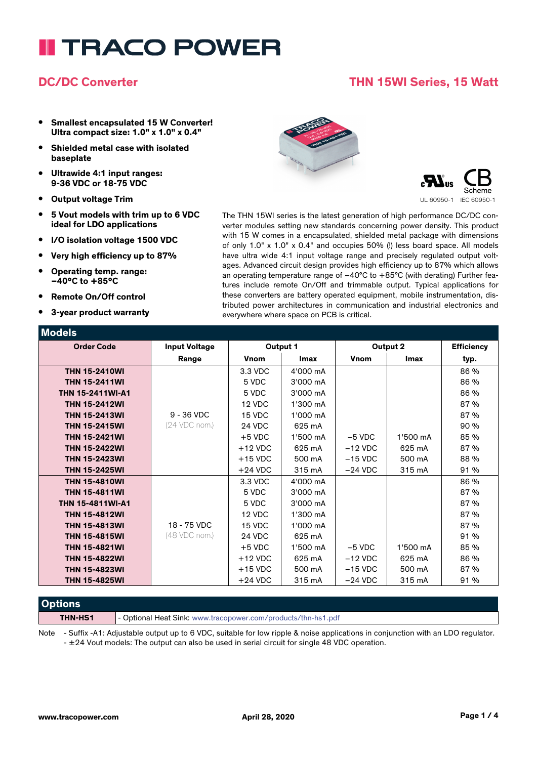# TRACO POWER

## DC/DC Converter

## THN 15WI Series, 15 Watt

- **Smallest encapsulated 15 W Converter! Ultra compact size: 1.0" x 1.0" x 0.4"**
- **Shielded metal case with isolated baseplate**
- **Ultrawide 4:1 input ranges: 9-36 VDC or 18-75 VDC**
- **Output voltage Trim**
- **5 Vout models with trim up to 6 VDC ideal for LDO applications**
- **I/O isolation voltage 1500 VDC**
- **Very high efficiency up to 87%**
- **Operating temp. range: –40°C to +85°C**
- **Remote On/Off control**
- **3-year product warranty**

UL 60950-1 IEC 60950-1

The THN 15WI series is the latest generation of high performance DC/DC converter modules setting new standards concerning power density. This product with 15 W comes in a encapsulated, shielded metal package with dimensions of only 1.0" x 1.0" x 0.4" and occupies 50% (!) less board space. All models have ultra wide 4:1 input voltage range and precisely regulated output voltages. Advanced circuit design provides high efficiency up to 87% which allows an operating temperature range of –40°C to +85°C (with derating) Further features include remote On/Off and trimmable output. Typical applications for these converters are battery operated equipment, mobile instrumentation, distributed power architectures in communication and industrial electronics and everywhere where space on PCB is critical.

## Models

| Order Code | Input Voltage Range | Output 1 Vnom | Output 1 Imax | Output 2 Vnom | Output 2 Imax | Efficiency typ. |
|---|---|---|---|---|---|---|
| **THN 15-2410WI** | 9 - 36 VDC (24 VDC nom.) | 3.3 VDC | 4'000 mA | | | 86 % |
| **THN 15-2411WI** | | 5 VDC | 3'000 mA | | | 86 % |
| **THN 15-2411WI-A1** | | 5 VDC | 3'000 mA | | | 86 % |
| **THN 15-2412WI** | | 12 VDC | 1'300 mA | | | 87 % |
| **THN 15-2413WI** | | 15 VDC | 1'000 mA | | | 87 % |
| **THN 15-2415WI** | | 24 VDC | 625 mA | | | 90 % |
| **THN 15-2421WI** | | +5 VDC | 1'500 mA | –5 VDC | 1'500 mA | 85 % |
| **THN 15-2422WI** | | +12 VDC | 625 mA | –12 VDC | 625 mA | 87 % |
| **THN 15-2423WI** | | +15 VDC | 500 mA | –15 VDC | 500 mA | 88 % |
| **THN 15-2425WI** | | +24 VDC | 315 mA | –24 VDC | 315 mA | 91 % |
| **THN 15-4810WI** | 18 - 75 VDC (48 VDC nom.) | 3.3 VDC | 4'000 mA | | | 86 % |
| **THN 15-4811WI** | | 5 VDC | 3'000 mA | | | 87 % |
| **THN 15-4811WI-A1** | | 5 VDC | 3'000 mA | | | 87 % |
| **THN 15-4812WI** | | 12 VDC | 1'300 mA | | | 87 % |
| **THN 15-4813WI** | | 15 VDC | 1'000 mA | | | 87 % |
| **THN 15-4815WI** | | 24 VDC | 625 mA | | | 91 % |
| **THN 15-4821WI** | | +5 VDC | 1'500 mA | –5 VDC | 1'500 mA | 85 % |
| **THN 15-4822WI** | | +12 VDC | 625 mA | –12 VDC | 625 mA | 86 % |
| **THN 15-4823WI** | | +15 VDC | 500 mA | –15 VDC | 500 mA | 87 % |
| **THN 15-4825WI** | | +24 VDC | 315 mA | –24 VDC | 315 mA | 91 % |

## Options

| | |
|---|---|
| **THN-HS1** | - Optional Heat Sink: www.tracopower.com/products/thn-hs1.pdf |

Note - Suffix -A1: Adjustable output up to 6 VDC, suitable for low ripple & noise applications in conjunction with an LDO regulator.
- ±24 Vout models: The output can also be used in serial circuit for single 48 VDC operation.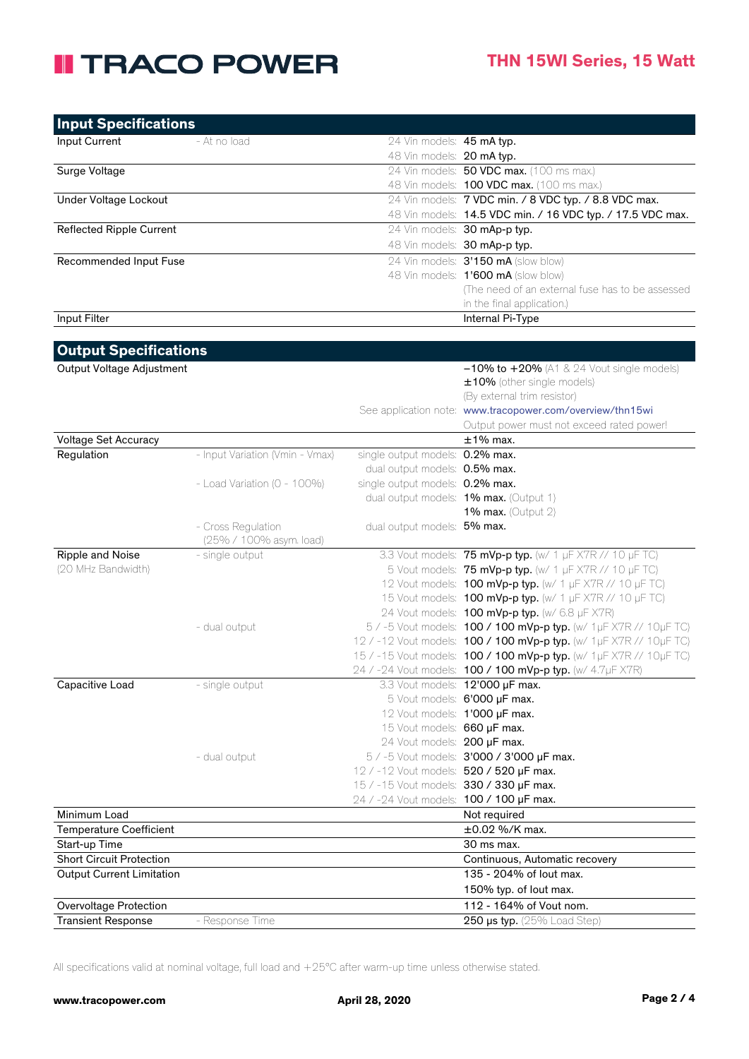## Input Specifications

| Parameter | Condition | Models | Value |
|---|---|---|---|
| Input Current | - At no load | 24 Vin models: | **45 mA typ.** |
| | | 48 Vin models: | **20 mA typ.** |
| Surge Voltage | | 24 Vin models: | **50 VDC max.** (100 ms max.) |
| | | 48 Vin models: | **100 VDC max.** (100 ms max.) |
| Under Voltage Lockout | | 24 Vin models: | 7 VDC min. / 8 VDC typ. / 8.8 VDC max. |
| | | 48 Vin models: | 14.5 VDC min. / 16 VDC typ. / 17.5 VDC max. |
| Reflected Ripple Current | | 24 Vin models: | 30 mAp-p typ. |
| | | 48 Vin models: | 30 mAp-p typ. |
| Recommended Input Fuse | | 24 Vin models: | **3'150 mA** (slow blow) |
| | | 48 Vin models: | **1'600 mA** (slow blow) |
| | | | (The need of an external fuse has to be assessed in the final application.) |
| Input Filter | | | Internal Pi-Type |

## Output Specifications

| Parameter | Condition | Models | Value |
|---|---|---|---|
| Output Voltage Adjustment | | | **−10% to +20%** (A1 & 24 Vout single models) |
| | | | **±10%** (other single models) |
| | | | (By external trim resistor) |
| | | See application note: | www.tracopower.com/overview/thn15wi |
| | | | Output power must not exceed rated power! |
| Voltage Set Accuracy | | | ±1% max. |
| Regulation | - Input Variation (Vmin - Vmax) | single output models: | 0.2% max. |
| | | dual output models: | 0.5% max. |
| | - Load Variation (0 - 100%) | single output models: | 0.2% max. |
| | | dual output models: | **1% max.** (Output 1) |
| | | | **1% max.** (Output 2) |
| | - Cross Regulation (25% / 100% asym. load) | dual output models: | 5% max. |
| Ripple and Noise (20 MHz Bandwidth) | - single output | 3.3 Vout models: | **75 mVp-p typ.** (w/ 1 µF X7R // 10 µF TC) |
| | | 5 Vout models: | **75 mVp-p typ.** (w/ 1 µF X7R // 10 µF TC) |
| | | 12 Vout models: | **100 mVp-p typ.** (w/ 1 µF X7R // 10 µF TC) |
| | | 15 Vout models: | **100 mVp-p typ.** (w/ 1 µF X7R // 10 µF TC) |
| | | 24 Vout models: | **100 mVp-p typ.** (w/ 6.8 µF X7R) |
| | - dual output | 5 / -5 Vout models: | **100 / 100 mVp-p typ.** (w/ 1µF X7R // 10µF TC) |
| | | 12 / -12 Vout models: | **100 / 100 mVp-p typ.** (w/ 1µF X7R // 10µF TC) |
| | | 15 / -15 Vout models: | **100 / 100 mVp-p typ.** (w/ 1µF X7R // 10µF TC) |
| | | 24 / -24 Vout models: | **100 / 100 mVp-p typ.** (w/ 4.7µF X7R) |
| Capacitive Load | - single output | 3.3 Vout models: | 12'000 µF max. |
| | | 5 Vout models: | 6'000 µF max. |
| | | 12 Vout models: | 1'000 µF max. |
| | | 15 Vout models: | 660 µF max. |
| | | 24 Vout models: | 200 µF max. |
| | - dual output | 5 / -5 Vout models: | 3'000 / 3'000 µF max. |
| | | 12 / -12 Vout models: | 520 / 520 µF max. |
| | | 15 / -15 Vout models: | 330 / 330 µF max. |
| | | 24 / -24 Vout models: | 100 / 100 µF max. |
| Minimum Load | | | Not required |
| Temperature Coefficient | | | ±0.02 %/K max. |
| Start-up Time | | | 30 ms max. |
| Short Circuit Protection | | | Continuous, Automatic recovery |
| Output Current Limitation | | | 135 - 204% of Iout max. |
| | | | 150% typ. of Iout max. |
| Overvoltage Protection | | | 112 - 164% of Vout nom. |
| Transient Response | - Response Time | | **250 µs typ.** (25% Load Step) |

All specifications valid at nominal voltage, full load and +25°C after warm-up time unless otherwise stated.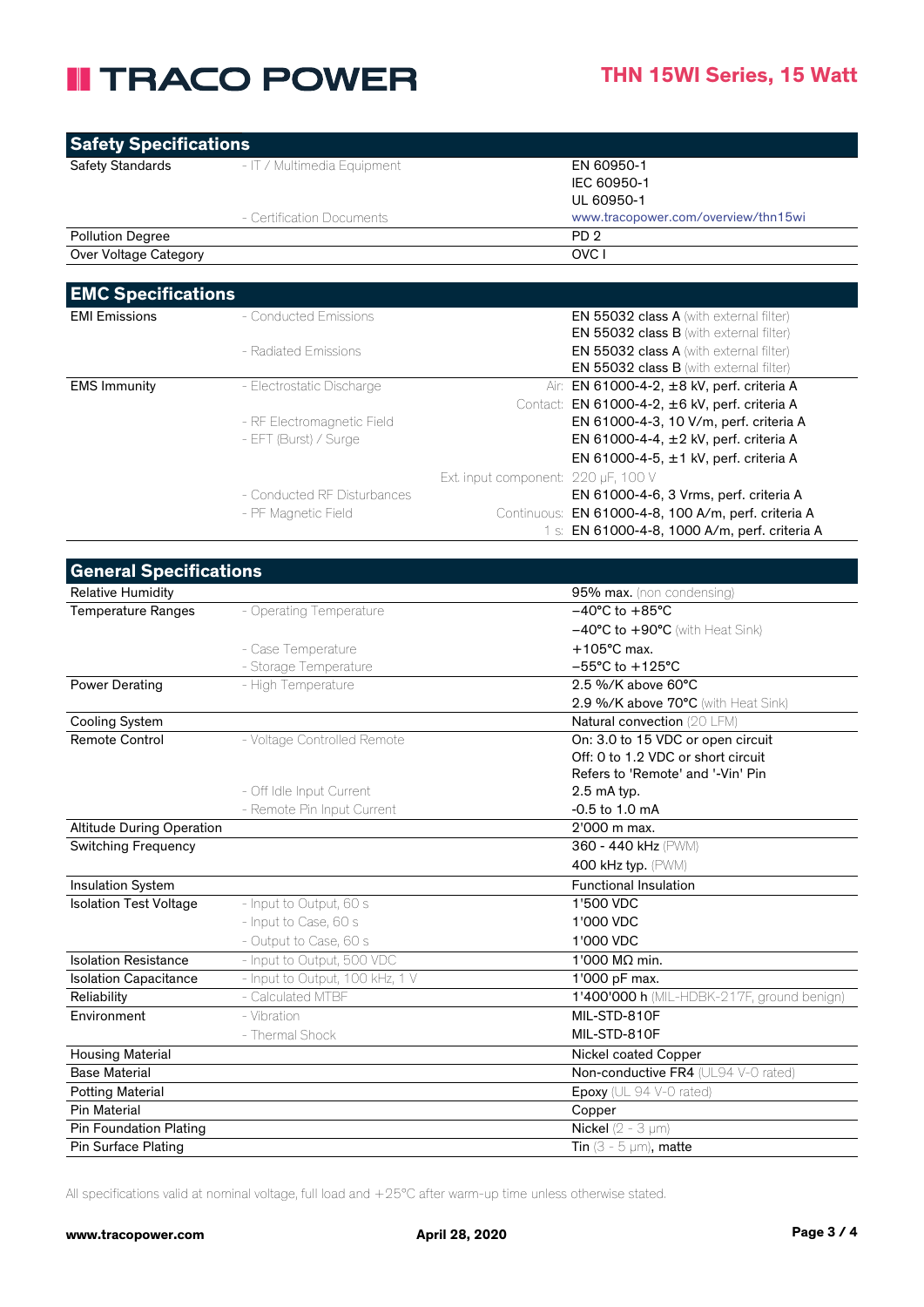## Safety Specifications

| | | | |
|---|---|---|---|
| Safety Standards | - IT / Multimedia Equipment | | EN 60950-1<br>IEC 60950-1<br>UL 60950-1 |
| | - Certification Documents | | www.tracopower.com/overview/thn15wi |
| Pollution Degree | | | PD 2 |
| Over Voltage Category | | | OVC I |

## EMC Specifications

| | | | |
|---|---|---|---|
| EMI Emissions | - Conducted Emissions | | **EN 55032 class A** (with external filter)<br>**EN 55032 class B** (with external filter) |
| | - Radiated Emissions | | **EN 55032 class A** (with external filter)<br>**EN 55032 class B** (with external filter) |
| EMS Immunity | - Electrostatic Discharge | Air: | EN 61000-4-2, ±8 kV, perf. criteria A |
| | | Contact: | EN 61000-4-2, ±6 kV, perf. criteria A |
| | - RF Electromagnetic Field | | EN 61000-4-3, 10 V/m, perf. criteria A |
| | - EFT (Burst) / Surge | | EN 61000-4-4, ±2 kV, perf. criteria A |
| | | | EN 61000-4-5, ±1 kV, perf. criteria A |
| | | Ext. input component: | 220 µF, 100 V |
| | - Conducted RF Disturbances | | EN 61000-4-6, 3 Vrms, perf. criteria A |
| | - PF Magnetic Field | Continuous: | EN 61000-4-8, 100 A/m, perf. criteria A |
| | | 1 s: | EN 61000-4-8, 1000 A/m, perf. criteria A |

## General Specifications

| | | |
|---|---|---|
| Relative Humidity | | **95% max.** (non condensing) |
| Temperature Ranges | - Operating Temperature | −40°C to +85°C |
| | | −40°C to +90°C (with Heat Sink) |
| | - Case Temperature | +105°C max. |
| | - Storage Temperature | −55°C to +125°C |
| Power Derating | - High Temperature | 2.5 %/K above 60°C |
| | | 2.9 %/K above 70°C (with Heat Sink) |
| Cooling System | | Natural convection (20 LFM) |
| Remote Control | - Voltage Controlled Remote | On: 3.0 to 15 VDC or open circuit<br>Off: 0 to 1.2 VDC or short circuit<br>Refers to 'Remote' and '-Vin' Pin |
| | - Off Idle Input Current | 2.5 mA typ. |
| | - Remote Pin Input Current | -0.5 to 1.0 mA |
| Altitude During Operation | | 2'000 m max. |
| Switching Frequency | | 360 - 440 kHz (PWM) |
| | | 400 kHz typ. (PWM) |
| Insulation System | | Functional Insulation |
| Isolation Test Voltage | - Input to Output, 60 s | 1'500 VDC |
| | - Input to Case, 60 s | 1'000 VDC |
| | - Output to Case, 60 s | 1'000 VDC |
| Isolation Resistance | - Input to Output, 500 VDC | 1'000 MΩ min. |
| Isolation Capacitance | - Input to Output, 100 kHz, 1 V | 1'000 pF max. |
| Reliability | - Calculated MTBF | **1'400'000 h** (MIL-HDBK-217F, ground benign) |
| Environment | - Vibration | MIL-STD-810F |
| | - Thermal Shock | MIL-STD-810F |
| Housing Material | | Nickel coated Copper |
| Base Material | | Non-conductive FR4 (UL94 V-0 rated) |
| Potting Material | | Epoxy (UL 94 V-0 rated) |
| Pin Material | | Copper |
| Pin Foundation Plating | | Nickel (2 - 3 µm) |
| Pin Surface Plating | | Tin (3 - 5 µm), matte |

All specifications valid at nominal voltage, full load and +25°C after warm-up time unless otherwise stated.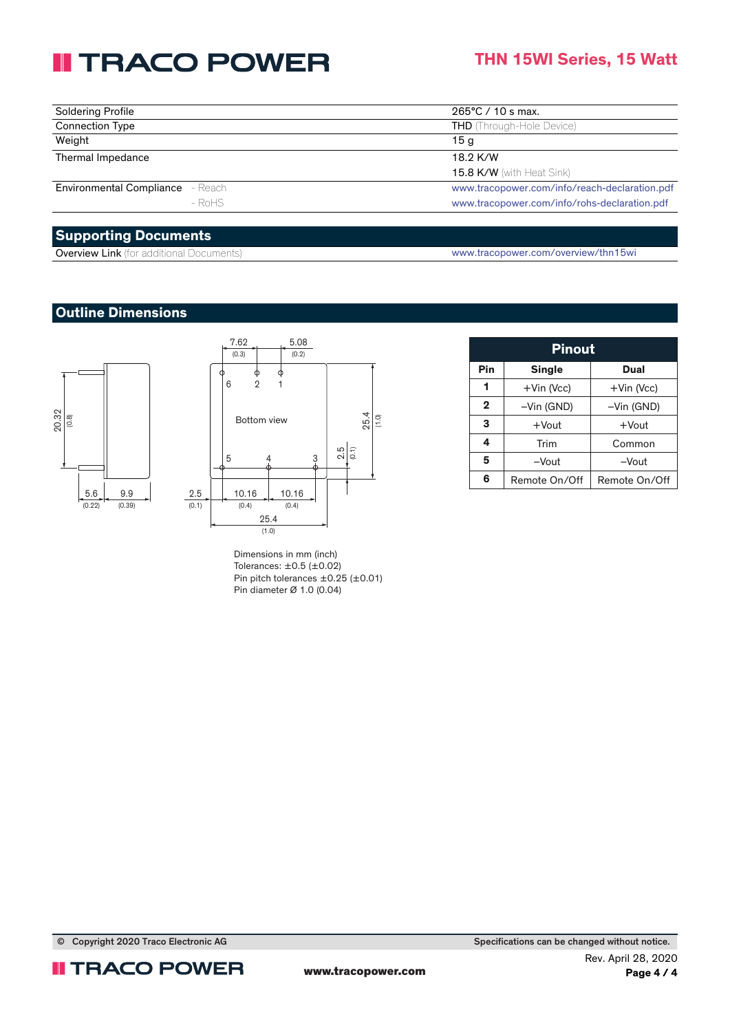| | |
|---|---|
| Soldering Profile | 265°C / 10 s max. |
| Connection Type | **THD** (Through-Hole Device) |
| Weight | 15 g |
| Thermal Impedance | 18.2 K/W<br>**15.8 K/W** (with Heat Sink) |
| Environmental Compliance - Reach | www.tracopower.com/info/reach-declaration.pdf |
| - RoHS | www.tracopower.com/info/rohs-declaration.pdf |

## Supporting Documents

| | |
|---|---|
| **Overview Link** (for additional Documents) | www.tracopower.com/overview/thn15wi |

## Outline Dimensions

7.62 (0.3)
5.08 (0.2)
20.32 (0.8)
6 2 1
Bottom view
25.4 (1.0)
2.5 (0.1)
5 4 3
5.6 (0.22)
9.9 (0.39)
2.5 (0.1)
10.16 (0.4)
10.16 (0.4)
25.4 (1.0)

Dimensions in mm (inch)
Tolerances: ±0.5 (±0.02)
Pin pitch tolerances ±0.25 (±0.01)
Pin diameter Ø 1.0 (0.04)

| Pinout | | |
|---|---|---|
| **Pin** | **Single** | **Dual** |
| **1** | +Vin (Vcc) | +Vin (Vcc) |
| **2** | –Vin (GND) | –Vin (GND) |
| **3** | +Vout | +Vout |
| **4** | Trim | Common |
| **5** | –Vout | –Vout |
| **6** | Remote On/Off | Remote On/Off |